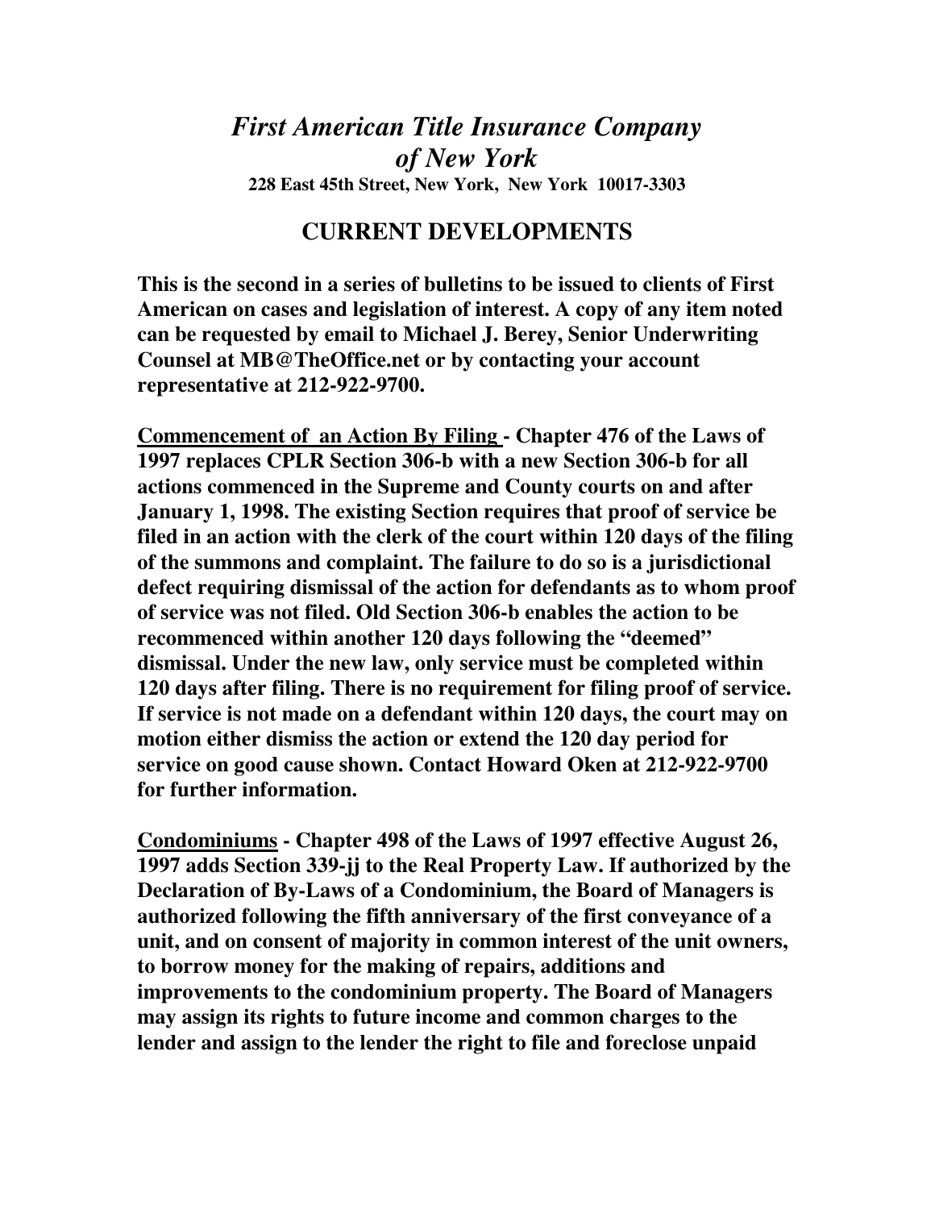# *First American Title Insurance Company of New York*

**228 East 45th Street, New York, New York 10017-3303**

## CURRENT DEVELOPMENTS

**This is the second in a series of bulletins to be issued to clients of First American on cases and legislation of interest. A copy of any item noted can be requested by email to Michael J. Berey, Senior Underwriting Counsel at MB@TheOffice.net or by contacting your account representative at 212-922-9700.**

**<u>Commencement of an Action By Filing</u> - Chapter 476 of the Laws of 1997 replaces CPLR Section 306-b with a new Section 306-b for all actions commenced in the Supreme and County courts on and after January 1, 1998. The existing Section requires that proof of service be filed in an action with the clerk of the court within 120 days of the filing of the summons and complaint. The failure to do so is a jurisdictional defect requiring dismissal of the action for defendants as to whom proof of service was not filed. Old Section 306-b enables the action to be recommenced within another 120 days following the "deemed" dismissal. Under the new law, only service must be completed within 120 days after filing. There is no requirement for filing proof of service. If service is not made on a defendant within 120 days, the court may on motion either dismiss the action or extend the 120 day period for service on good cause shown. Contact Howard Oken at 212-922-9700 for further information.**

**<u>Condominiums</u> - Chapter 498 of the Laws of 1997 effective August 26, 1997 adds Section 339-jj to the Real Property Law. If authorized by the Declaration of By-Laws of a Condominium, the Board of Managers is authorized following the fifth anniversary of the first conveyance of a unit, and on consent of majority in common interest of the unit owners, to borrow money for the making of repairs, additions and improvements to the condominium property. The Board of Managers may assign its rights to future income and common charges to the lender and assign to the lender the right to file and foreclose unpaid**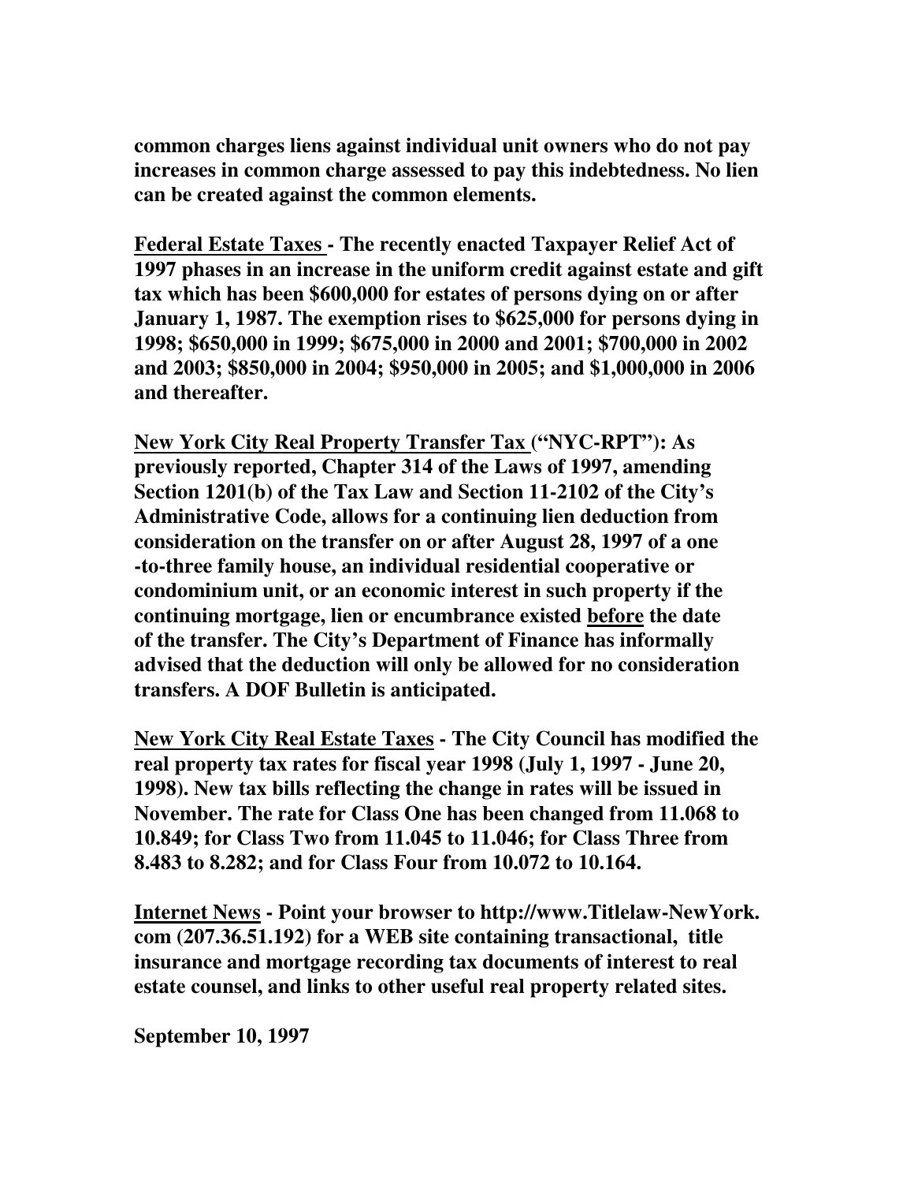**common charges liens against individual unit owners who do not pay increases in common charge assessed to pay this indebtedness. No lien can be created against the common elements.**

**<u>Federal Estate Taxes</u> - The recently enacted Taxpayer Relief Act of 1997 phases in an increase in the uniform credit against estate and gift tax which has been $600,000 for estates of persons dying on or after January 1, 1987. The exemption rises to $625,000 for persons dying in 1998; $650,000 in 1999; $675,000 in 2000 and 2001; $700,000 in 2002 and 2003; $850,000 in 2004; $950,000 in 2005; and $1,000,000 in 2006 and thereafter.**

**<u>New York City Real Property Transfer Tax</u> ("NYC-RPT"): As previously reported, Chapter 314 of the Laws of 1997, amending Section 1201(b) of the Tax Law and Section 11-2102 of the City's Administrative Code, allows for a continuing lien deduction from consideration on the transfer on or after August 28, 1997 of a one-to-three family house, an individual residential cooperative or condominium unit, or an economic interest in such property if the continuing mortgage, lien or encumbrance existed <u>before</u> the date of the transfer. The City's Department of Finance has informally advised that the deduction will only be allowed for no consideration transfers. A DOF Bulletin is anticipated.**

**<u>New York City Real Estate Taxes</u> - The City Council has modified the real property tax rates for fiscal year 1998 (July 1, 1997 - June 20, 1998). New tax bills reflecting the change in rates will be issued in November. The rate for Class One has been changed from 11.068 to 10.849; for Class Two from 11.045 to 11.046; for Class Three from 8.483 to 8.282; and for Class Four from 10.072 to 10.164.**

**<u>Internet News</u> - Point your browser to http://www.Titlelaw-NewYork.com (207.36.51.192) for a WEB site containing transactional, title insurance and mortgage recording tax documents of interest to real estate counsel, and links to other useful real property related sites.**

**September 10, 1997**